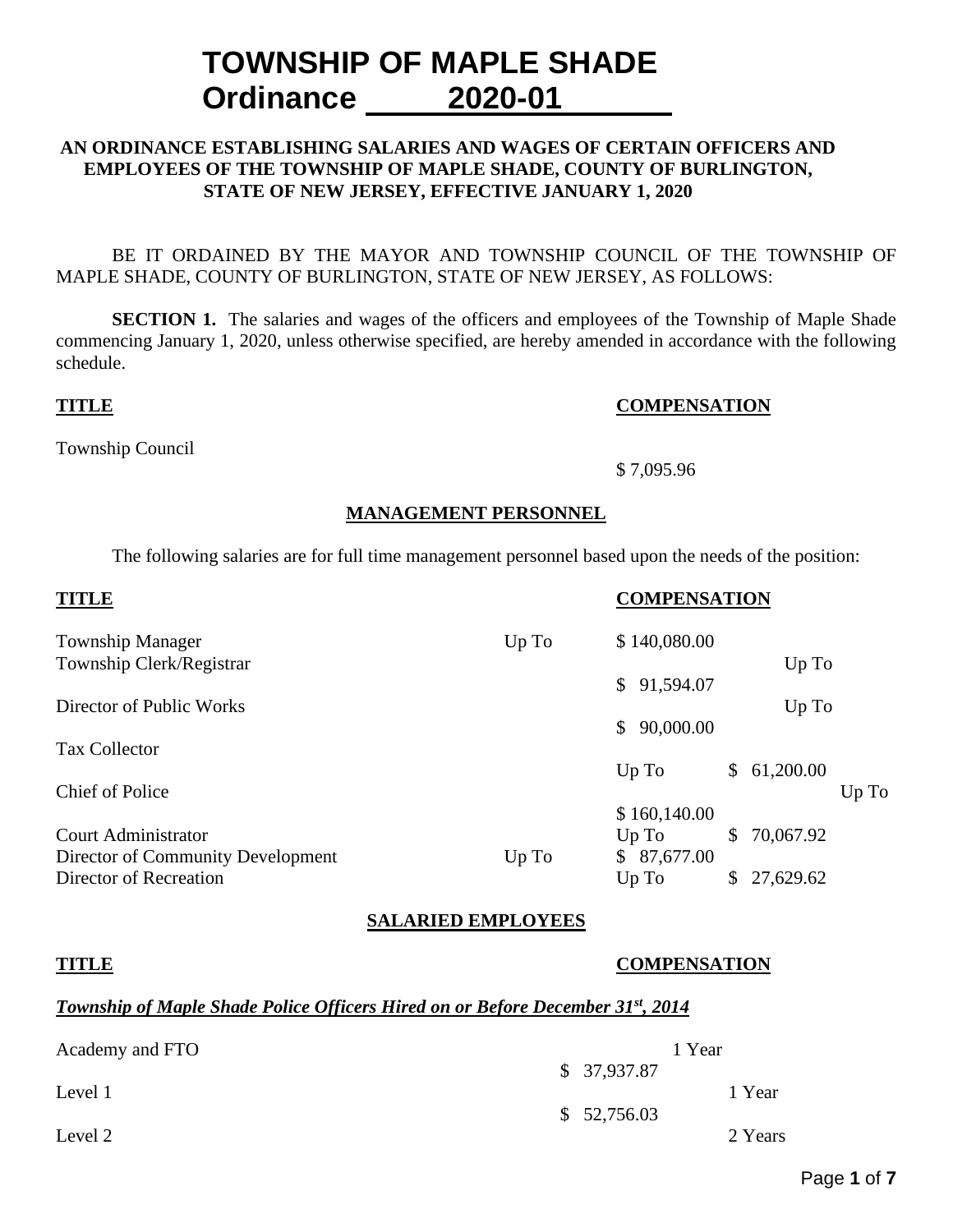# TOWNSHIP OF MAPLE SHADE
# Ordinance 2020-01

**AN ORDINANCE ESTABLISHING SALARIES AND WAGES OF CERTAIN OFFICERS AND EMPLOYEES OF THE TOWNSHIP OF MAPLE SHADE, COUNTY OF BURLINGTON, STATE OF NEW JERSEY, EFFECTIVE JANUARY 1, 2020**

BE IT ORDAINED BY THE MAYOR AND TOWNSHIP COUNCIL OF THE TOWNSHIP OF MAPLE SHADE, COUNTY OF BURLINGTON, STATE OF NEW JERSEY, AS FOLLOWS:

**SECTION 1.** The salaries and wages of the officers and employees of the Township of Maple Shade commencing January 1, 2020, unless otherwise specified, are hereby amended in accordance with the following schedule.

| TITLE | COMPENSATION |
|---|---|
| Township Council | $ 7,095.96 |

## MANAGEMENT PERSONNEL

The following salaries are for full time management personnel based upon the needs of the position:

| TITLE | | COMPENSATION |
|---|---|---|
| Township Manager | Up To | $ 140,080.00 |
| Township Clerk/Registrar | Up To | $ 91,594.07 |
| Director of Public Works | Up To | $ 90,000.00 |
| Tax Collector | Up To | $ 61,200.00 |
| Chief of Police | Up To | $ 160,140.00 |
| Court Administrator | Up To | $ 70,067.92 |
| Director of Community Development | Up To | $ 87,677.00 |
| Director of Recreation | Up To | $ 27,629.62 |

## SALARIED EMPLOYEES

**TITLE** **COMPENSATION**

***Township of Maple Shade Police Officers Hired on or Before December 31st, 2014***

| | | |
|---|---|---|
| Academy and FTO | 1 Year | $ 37,937.87 |
| Level 1 | 1 Year | $ 52,756.03 |
| Level 2 | 2 Years | |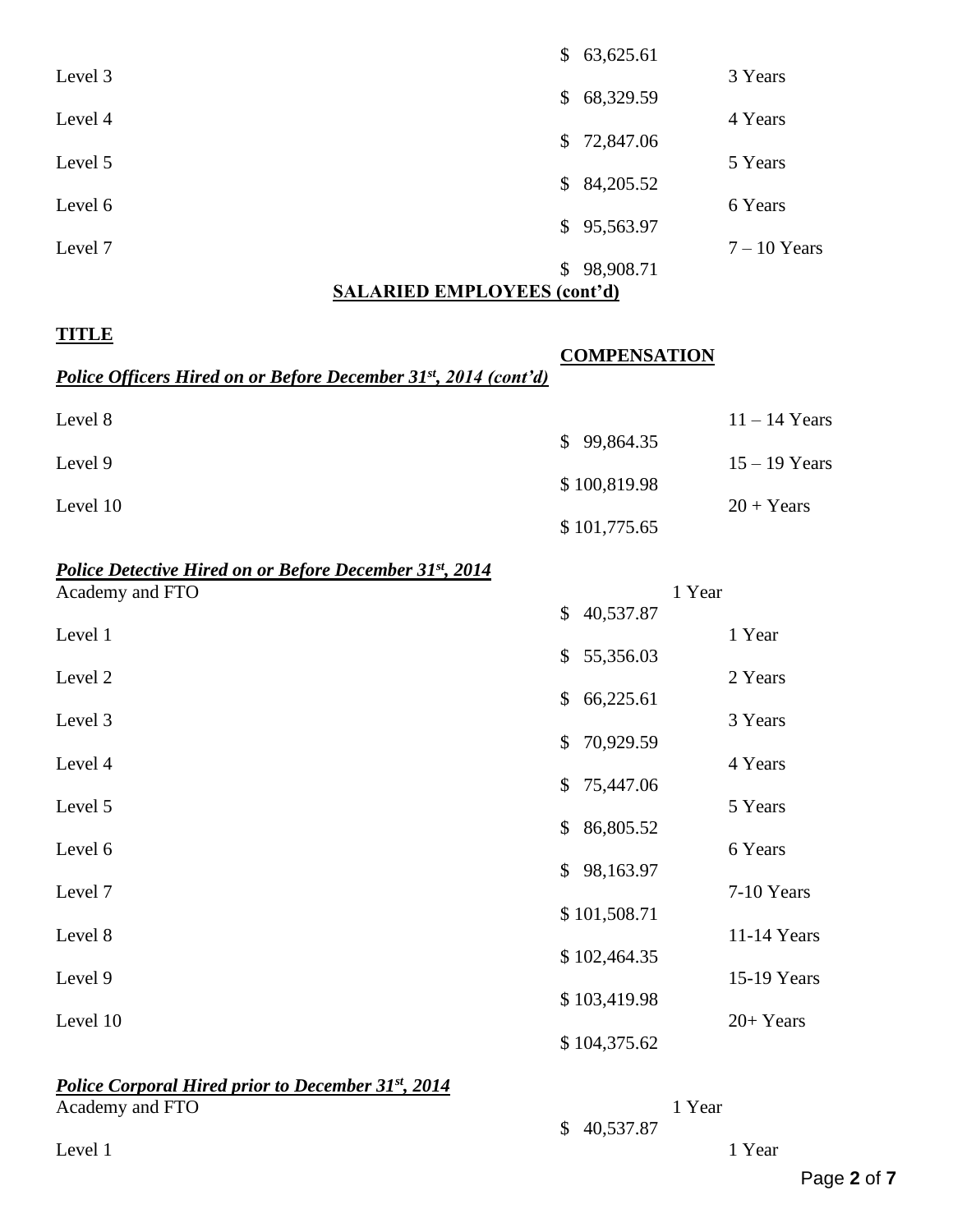| | | |
|---|---|---|
| | $ 63,625.61 | |
| Level 3 | $ 68,329.59 | 3 Years |
| Level 4 | $ 72,847.06 | 4 Years |
| Level 5 | $ 84,205.52 | 5 Years |
| Level 6 | $ 95,563.97 | 6 Years |
| Level 7 | $ 98,908.71 | 7 – 10 Years |

## SALARIED EMPLOYEES (cont'd)

| **TITLE** | **COMPENSATION** | |
|---|---|---|
| ***Police Officers Hired on or Before December 31st, 2014 (cont'd)*** | | |
| Level 8 | $ 99,864.35 | 11 – 14 Years |
| Level 9 | $ 100,819.98 | 15 – 19 Years |
| Level 10 | $ 101,775.65 | 20 + Years |
| ***Police Detective Hired on or Before December 31st, 2014*** | | |
| Academy and FTO | $ 40,537.87 | 1 Year |
| Level 1 | $ 55,356.03 | 1 Year |
| Level 2 | $ 66,225.61 | 2 Years |
| Level 3 | $ 70,929.59 | 3 Years |
| Level 4 | $ 75,447.06 | 4 Years |
| Level 5 | $ 86,805.52 | 5 Years |
| Level 6 | $ 98,163.97 | 6 Years |
| Level 7 | $ 101,508.71 | 7-10 Years |
| Level 8 | $ 102,464.35 | 11-14 Years |
| Level 9 | $ 103,419.98 | 15-19 Years |
| Level 10 | $ 104,375.62 | 20+ Years |
| ***Police Corporal Hired prior to December 31st, 2014*** | | |
| Academy and FTO | $ 40,537.87 | 1 Year |
| Level 1 | | 1 Year |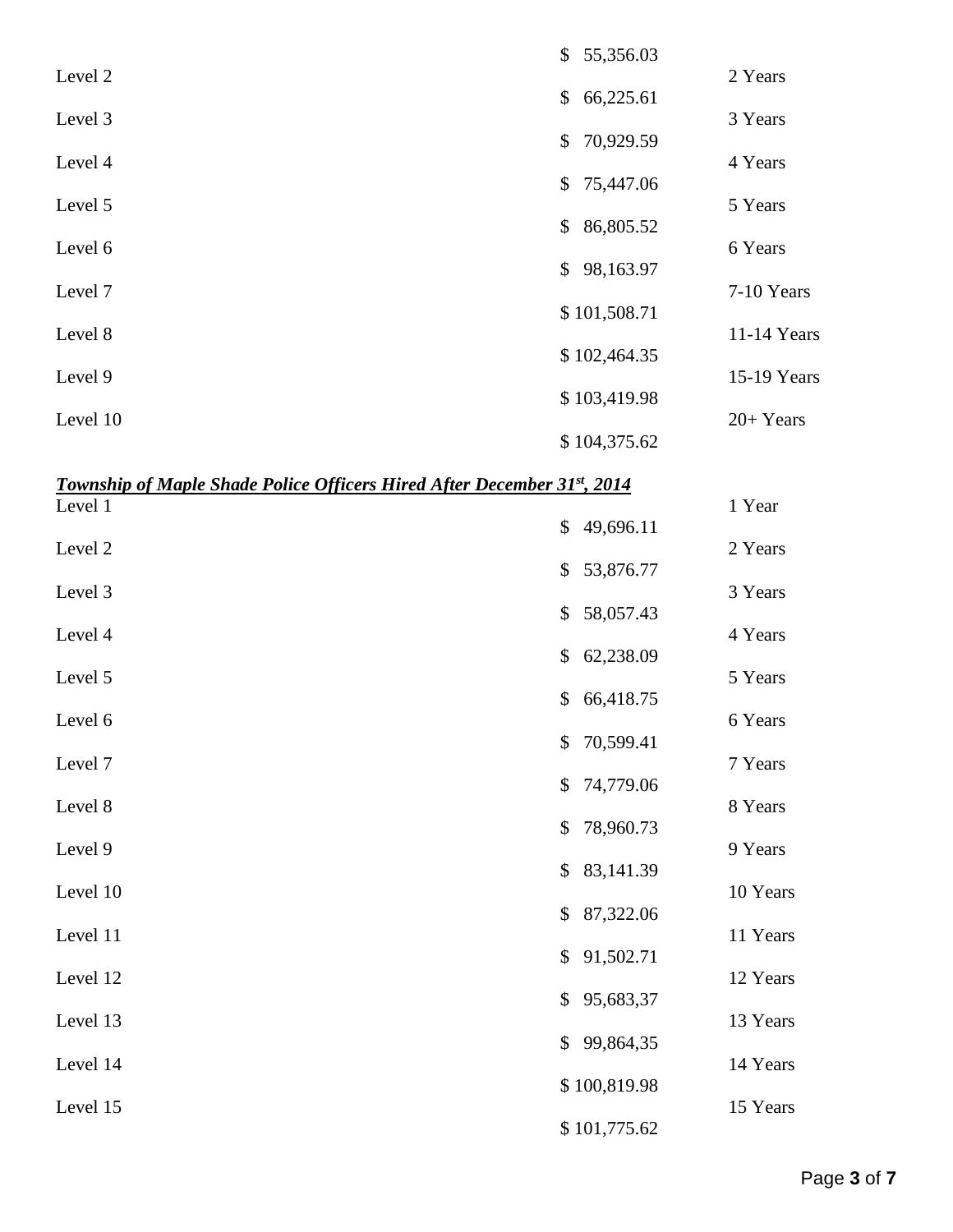| | | |
|---|---|---|
| | $ 55,356.03 | |
| Level 2 | $ 66,225.61 | 2 Years |
| Level 3 | $ 70,929.59 | 3 Years |
| Level 4 | $ 75,447.06 | 4 Years |
| Level 5 | $ 86,805.52 | 5 Years |
| Level 6 | $ 98,163.97 | 6 Years |
| Level 7 | $ 101,508.71 | 7-10 Years |
| Level 8 | $ 102,464.35 | 11-14 Years |
| Level 9 | $ 103,419.98 | 15-19 Years |
| Level 10 | $ 104,375.62 | 20+ Years |

***Township of Maple Shade Police Officers Hired After December 31st, 2014***

| | | |
|---|---|---|
| Level 1 | $ 49,696.11 | 1 Year |
| Level 2 | $ 53,876.77 | 2 Years |
| Level 3 | $ 58,057.43 | 3 Years |
| Level 4 | $ 62,238.09 | 4 Years |
| Level 5 | $ 66,418.75 | 5 Years |
| Level 6 | $ 70,599.41 | 6 Years |
| Level 7 | $ 74,779.06 | 7 Years |
| Level 8 | $ 78,960.73 | 8 Years |
| Level 9 | $ 83,141.39 | 9 Years |
| Level 10 | $ 87,322.06 | 10 Years |
| Level 11 | $ 91,502.71 | 11 Years |
| Level 12 | $ 95,683,37 | 12 Years |
| Level 13 | $ 99,864,35 | 13 Years |
| Level 14 | $ 100,819.98 | 14 Years |
| Level 15 | $ 101,775.62 | 15 Years |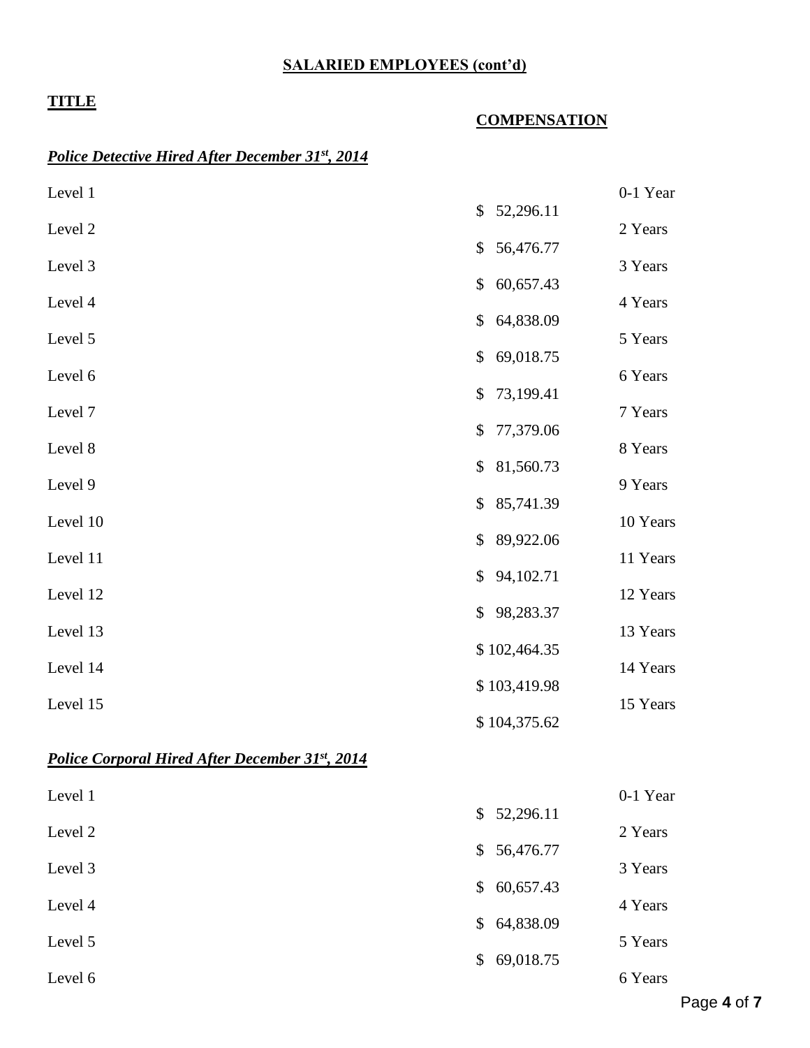**SALARIED EMPLOYEES (cont'd)**

| **TITLE** | **COMPENSATION** | |
|---|---|---|
| ***Police Detective Hired After December 31st, 2014*** | | |
| Level 1 | $ 52,296.11 | 0-1 Year |
| Level 2 | $ 56,476.77 | 2 Years |
| Level 3 | $ 60,657.43 | 3 Years |
| Level 4 | $ 64,838.09 | 4 Years |
| Level 5 | $ 69,018.75 | 5 Years |
| Level 6 | $ 73,199.41 | 6 Years |
| Level 7 | $ 77,379.06 | 7 Years |
| Level 8 | $ 81,560.73 | 8 Years |
| Level 9 | $ 85,741.39 | 9 Years |
| Level 10 | $ 89,922.06 | 10 Years |
| Level 11 | $ 94,102.71 | 11 Years |
| Level 12 | $ 98,283.37 | 12 Years |
| Level 13 | $ 102,464.35 | 13 Years |
| Level 14 | $ 103,419.98 | 14 Years |
| Level 15 | $ 104,375.62 | 15 Years |
| ***Police Corporal Hired After December 31st, 2014*** | | |
| Level 1 | $ 52,296.11 | 0-1 Year |
| Level 2 | $ 56,476.77 | 2 Years |
| Level 3 | $ 60,657.43 | 3 Years |
| Level 4 | $ 64,838.09 | 4 Years |
| Level 5 | $ 69,018.75 | 5 Years |
| Level 6 | | 6 Years |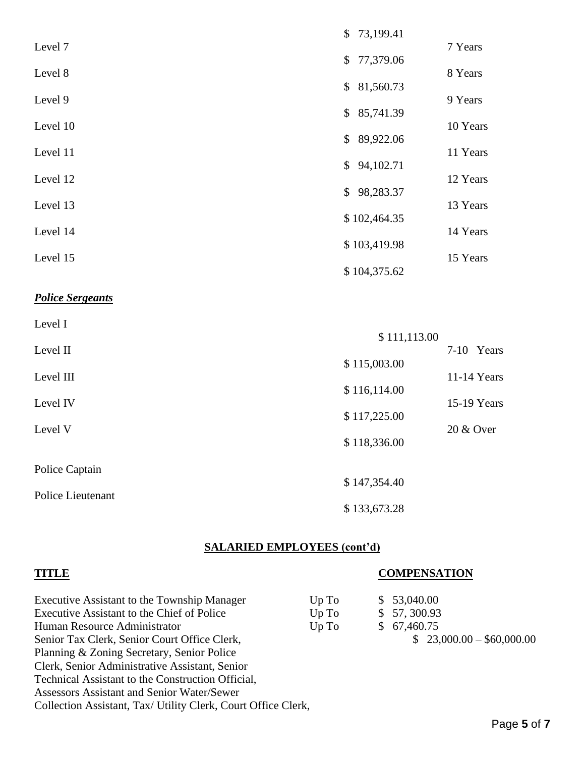| | | |
|---|---|---|
| | $ 73,199.41 | |
| Level 7 | $ 77,379.06 | 7 Years |
| Level 8 | $ 81,560.73 | 8 Years |
| Level 9 | $ 85,741.39 | 9 Years |
| Level 10 | $ 89,922.06 | 10 Years |
| Level 11 | $ 94,102.71 | 11 Years |
| Level 12 | $ 98,283.37 | 12 Years |
| Level 13 | $ 102,464.35 | 13 Years |
| Level 14 | $ 103,419.98 | 14 Years |
| Level 15 | $ 104,375.62 | 15 Years |

***Police Sergeants***

| | | |
|---|---|---|
| Level I | $ 111,113.00 | |
| Level II | $ 115,003.00 | 7-10 Years |
| Level III | $ 116,114.00 | 11-14 Years |
| Level IV | $ 117,225.00 | 15-19 Years |
| Level V | $ 118,336.00 | 20 & Over |

| | |
|---|---|
| Police Captain | $ 147,354.40 |
| Police Lieutenant | $ 133,673.28 |

## **SALARIED EMPLOYEES (cont'd)**

| **TITLE** | | **COMPENSATION** |
|---|---|---|
| Executive Assistant to the Township Manager | Up To | $ 53,040.00 |
| Executive Assistant to the Chief of Police | Up To | $ 57, 300.93 |
| Human Resource Administrator | Up To | $ 67,460.75 |
| Senior Tax Clerk, Senior Court Office Clerk, Planning & Zoning Secretary, Senior Police Clerk, Senior Administrative Assistant, Senior Technical Assistant to the Construction Official, Assessors Assistant and Senior Water/Sewer Collection Assistant, Tax/ Utility Clerk, Court Office Clerk, | | $ 23,000.00 – $60,000.00 |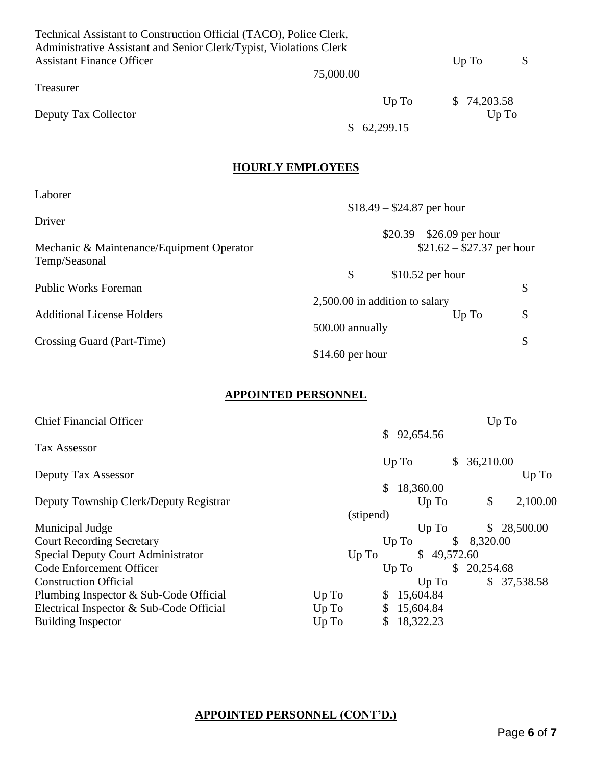Technical Assistant to Construction Official (TACO), Police Clerk, Administrative Assistant and Senior Clerk/Typist, Violations Clerk

| | |
|---|---|
| Assistant Finance Officer | Up To $ 75,000.00 |
| Treasurer | Up To $ 74,203.58 |
| Deputy Tax Collector | Up To $ 62,299.15 |

## HOURLY EMPLOYEES

| | |
|---|---|
| Laborer | $18.49 – $24.87 per hour |
| Driver | $20.39 – $26.09 per hour |
| Mechanic & Maintenance/Equipment Operator | $21.62 – $27.37 per hour |
| Temp/Seasonal | $ $10.52 per hour |
| Public Works Foreman | $ 2,500.00 in addition to salary |
| Additional License Holders | Up To $ 500.00 annually |
| Crossing Guard (Part-Time) | $ $14.60 per hour |

## APPOINTED PERSONNEL

| | |
|---|---|
| Chief Financial Officer | Up To $ 92,654.56 |
| Tax Assessor | Up To $ 36,210.00 |
| Deputy Tax Assessor | Up To $ 18,360.00 |
| Deputy Township Clerk/Deputy Registrar | Up To $ 2,100.00 (stipend) |
| Municipal Judge | Up To $ 28,500.00 |
| Court Recording Secretary | Up To $ 8,320.00 |
| Special Deputy Court Administrator | Up To $ 49,572.60 |
| Code Enforcement Officer | Up To $ 20,254.68 |
| Construction Official | Up To $ 37,538.58 |
| Plumbing Inspector & Sub-Code Official | Up To $ 15,604.84 |
| Electrical Inspector & Sub-Code Official | Up To $ 15,604.84 |
| Building Inspector | Up To $ 18,322.23 |

## APPOINTED PERSONNEL (CONT'D.)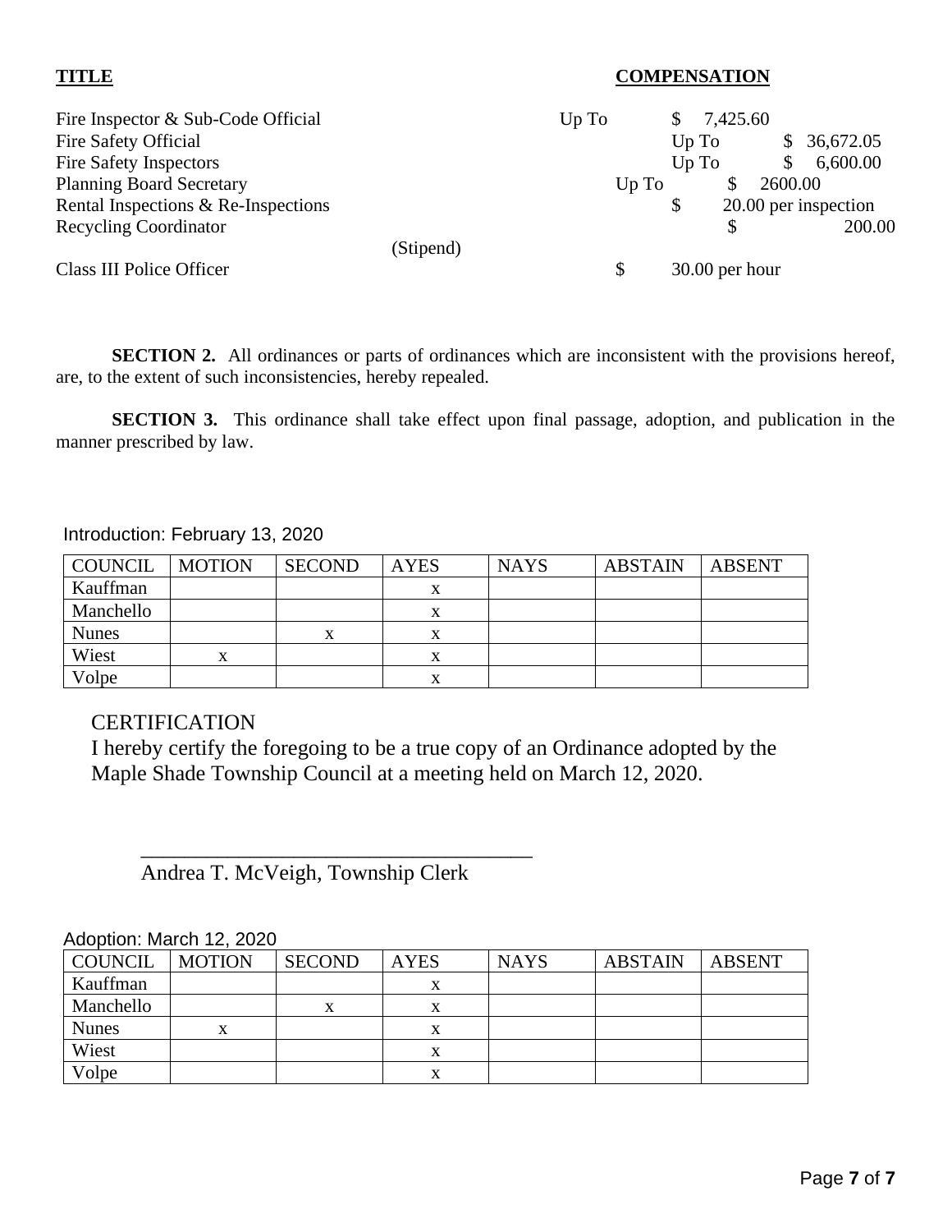| **TITLE** | **COMPENSATION** |
|---|---|
| Fire Inspector & Sub-Code Official | Up To $ 7,425.60 |
| Fire Safety Official | Up To $ 36,672.05 |
| Fire Safety Inspectors | Up To $ 6,600.00 |
| Planning Board Secretary | Up To $ 2600.00 |
| Rental Inspections & Re-Inspections | $ 20.00 per inspection |
| Recycling Coordinator (Stipend) | $ 200.00 |
| Class III Police Officer | $ 30.00 per hour |

**SECTION 2.** All ordinances or parts of ordinances which are inconsistent with the provisions hereof, are, to the extent of such inconsistencies, hereby repealed.

**SECTION 3.** This ordinance shall take effect upon final passage, adoption, and publication in the manner prescribed by law.

Introduction: February 13, 2020

| COUNCIL | MOTION | SECOND | AYES | NAYS | ABSTAIN | ABSENT |
|---|---|---|---|---|---|---|
| Kauffman | | | x | | | |
| Manchello | | | x | | | |
| Nunes | | x | x | | | |
| Wiest | x | | x | | | |
| Volpe | | | x | | | |

CERTIFICATION

I hereby certify the foregoing to be a true copy of an Ordinance adopted by the Maple Shade Township Council at a meeting held on March 12, 2020.

___________________________________

Andrea T. McVeigh, Township Clerk

Adoption: March 12, 2020

| COUNCIL | MOTION | SECOND | AYES | NAYS | ABSTAIN | ABSENT |
|---|---|---|---|---|---|---|
| Kauffman | | | x | | | |
| Manchello | | x | x | | | |
| Nunes | x | | x | | | |
| Wiest | | | x | | | |
| Volpe | | | x | | | |